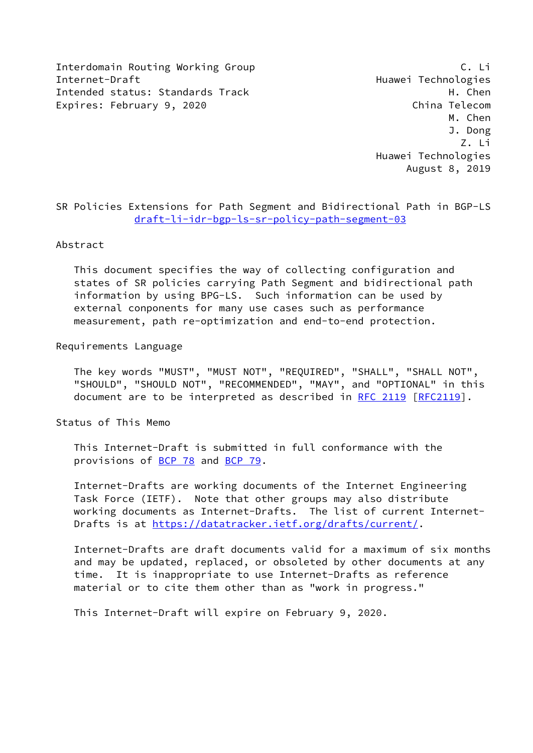Interdomain Routing Working Group  
Internet-Draft  
Intended status: Standards Track  
Expires: February 9, 2020

C. Li  
Huawei Technologies  
H. Chen  
China Telecom  
M. Chen  
J. Dong  
Z. Li  
Huawei Technologies  
August 8, 2019

# SR Policies Extensions for Path Segment and Bidirectional Path in BGP-LS
draft-li-idr-bgp-ls-sr-policy-path-segment-03

## Abstract

This document specifies the way of collecting configuration and states of SR policies carrying Path Segment and bidirectional path information by using BPG-LS. Such information can be used by external conponents for many use cases such as performance measurement, path re-optimization and end-to-end protection.

## Requirements Language

The key words "MUST", "MUST NOT", "REQUIRED", "SHALL", "SHALL NOT", "SHOULD", "SHOULD NOT", "RECOMMENDED", "MAY", and "OPTIONAL" in this document are to be interpreted as described in RFC 2119 [RFC2119].

## Status of This Memo

This Internet-Draft is submitted in full conformance with the provisions of BCP 78 and BCP 79.

Internet-Drafts are working documents of the Internet Engineering Task Force (IETF). Note that other groups may also distribute working documents as Internet-Drafts. The list of current Internet-Drafts is at https://datatracker.ietf.org/drafts/current/.

Internet-Drafts are draft documents valid for a maximum of six months and may be updated, replaced, or obsoleted by other documents at any time. It is inappropriate to use Internet-Drafts as reference material or to cite them other than as "work in progress."

This Internet-Draft will expire on February 9, 2020.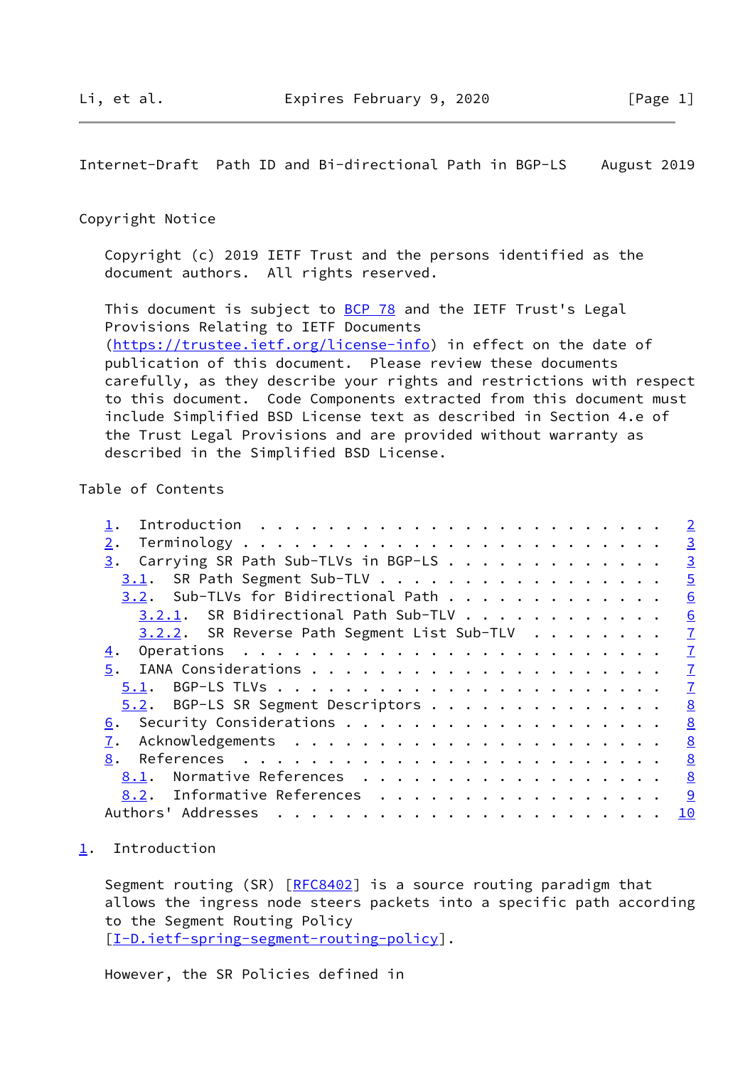Copyright Notice

Copyright (c) 2019 IETF Trust and the persons identified as the document authors. All rights reserved.

This document is subject to BCP 78 and the IETF Trust's Legal Provisions Relating to IETF Documents (https://trustee.ietf.org/license-info) in effect on the date of publication of this document. Please review these documents carefully, as they describe your rights and restrictions with respect to this document. Code Components extracted from this document must include Simplified BSD License text as described in Section 4.e of the Trust Legal Provisions and are provided without warranty as described in the Simplified BSD License.

Table of Contents

```
   1.  Introduction  . . . . . . . . . . . . . . . . . . . . . . . .   2
   2.  Terminology . . . . . . . . . . . . . . . . . . . . . . . . .   3
   3.  Carrying SR Path Sub-TLVs in BGP-LS . . . . . . . . . . . . .   3
     3.1.  SR Path Segment Sub-TLV . . . . . . . . . . . . . . . . .   5
     3.2.  Sub-TLVs for Bidirectional Path . . . . . . . . . . . . .   6
       3.2.1.  SR Bidirectional Path Sub-TLV . . . . . . . . . . . .   6
       3.2.2.  SR Reverse Path Segment List Sub-TLV  . . . . . . . .   7
   4.  Operations  . . . . . . . . . . . . . . . . . . . . . . . . .   7
   5.  IANA Considerations . . . . . . . . . . . . . . . . . . . . .   7
     5.1.  BGP-LS TLVs . . . . . . . . . . . . . . . . . . . . . . .   7
     5.2.  BGP-LS SR Segment Descriptors . . . . . . . . . . . . . .   8
   6.  Security Considerations . . . . . . . . . . . . . . . . . . .   8
   7.  Acknowledgements  . . . . . . . . . . . . . . . . . . . . . .   8
   8.  References  . . . . . . . . . . . . . . . . . . . . . . . . .   8
     8.1.  Normative References  . . . . . . . . . . . . . . . . . .   8
     8.2.  Informative References  . . . . . . . . . . . . . . . . .   9
   Authors' Addresses  . . . . . . . . . . . . . . . . . . . . . . .  10
```

## 1. Introduction

Segment routing (SR) [RFC8402] is a source routing paradigm that allows the ingress node steers packets into a specific path according to the Segment Routing Policy [I-D.ietf-spring-segment-routing-policy].

However, the SR Policies defined in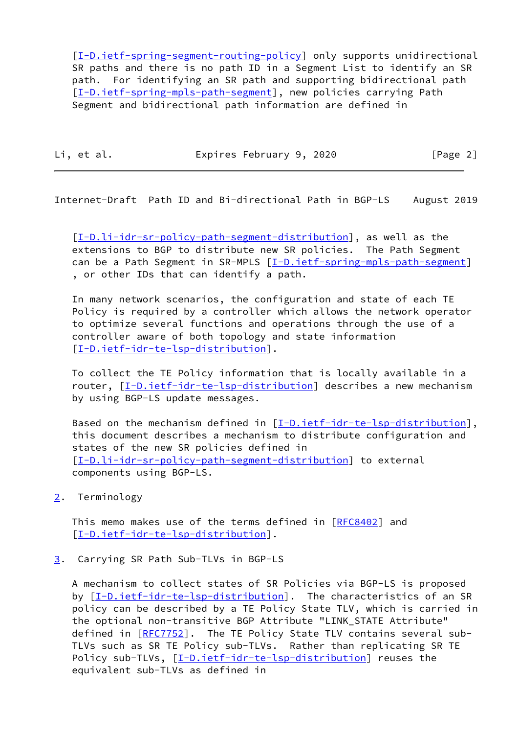[I-D.ietf-spring-segment-routing-policy] only supports unidirectional SR paths and there is no path ID in a Segment List to identify an SR path. For identifying an SR path and supporting bidirectional path [I-D.ietf-spring-mpls-path-segment], new policies carrying Path Segment and bidirectional path information are defined in [I-D.li-idr-sr-policy-path-segment-distribution], as well as the extensions to BGP to distribute new SR policies. The Path Segment can be a Path Segment in SR-MPLS [I-D.ietf-spring-mpls-path-segment] , or other IDs that can identify a path.

In many network scenarios, the configuration and state of each TE Policy is required by a controller which allows the network operator to optimize several functions and operations through the use of a controller aware of both topology and state information [I-D.ietf-idr-te-lsp-distribution].

To collect the TE Policy information that is locally available in a router, [I-D.ietf-idr-te-lsp-distribution] describes a new mechanism by using BGP-LS update messages.

Based on the mechanism defined in [I-D.ietf-idr-te-lsp-distribution], this document describes a mechanism to distribute configuration and states of the new SR policies defined in [I-D.li-idr-sr-policy-path-segment-distribution] to external components using BGP-LS.

## 2. Terminology

This memo makes use of the terms defined in [RFC8402] and [I-D.ietf-idr-te-lsp-distribution].

## 3. Carrying SR Path Sub-TLVs in BGP-LS

A mechanism to collect states of SR Policies via BGP-LS is proposed by [I-D.ietf-idr-te-lsp-distribution]. The characteristics of an SR policy can be described by a TE Policy State TLV, which is carried in the optional non-transitive BGP Attribute "LINK_STATE Attribute" defined in [RFC7752]. The TE Policy State TLV contains several sub-TLVs such as SR TE Policy sub-TLVs. Rather than replicating SR TE Policy sub-TLVs, [I-D.ietf-idr-te-lsp-distribution] reuses the equivalent sub-TLVs as defined in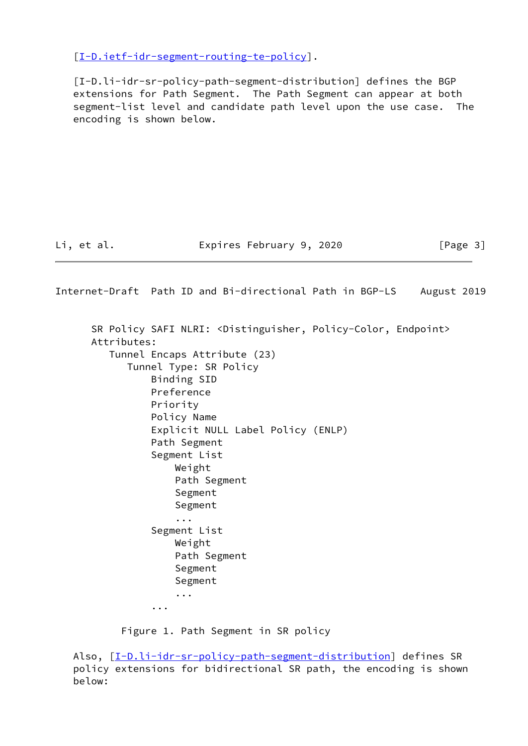[I-D.ietf-idr-segment-routing-te-policy].

[I-D.li-idr-sr-policy-path-segment-distribution] defines the BGP extensions for Path Segment. The Path Segment can appear at both segment-list level and candidate path level upon the use case. The encoding is shown below.

```
    SR Policy SAFI NLRI: <Distinguisher, Policy-Color, Endpoint>
    Attributes:
       Tunnel Encaps Attribute (23)
          Tunnel Type: SR Policy
              Binding SID
              Preference
              Priority
              Policy Name
              Explicit NULL Label Policy (ENLP)
              Path Segment
              Segment List
                  Weight
                  Path Segment
                  Segment
                  Segment
                  ...
              Segment List
                  Weight
                  Path Segment
                  Segment
                  Segment
                  ...
              ...
```

Figure 1. Path Segment in SR policy

Also, [I-D.li-idr-sr-policy-path-segment-distribution] defines SR policy extensions for bidirectional SR path, the encoding is shown below: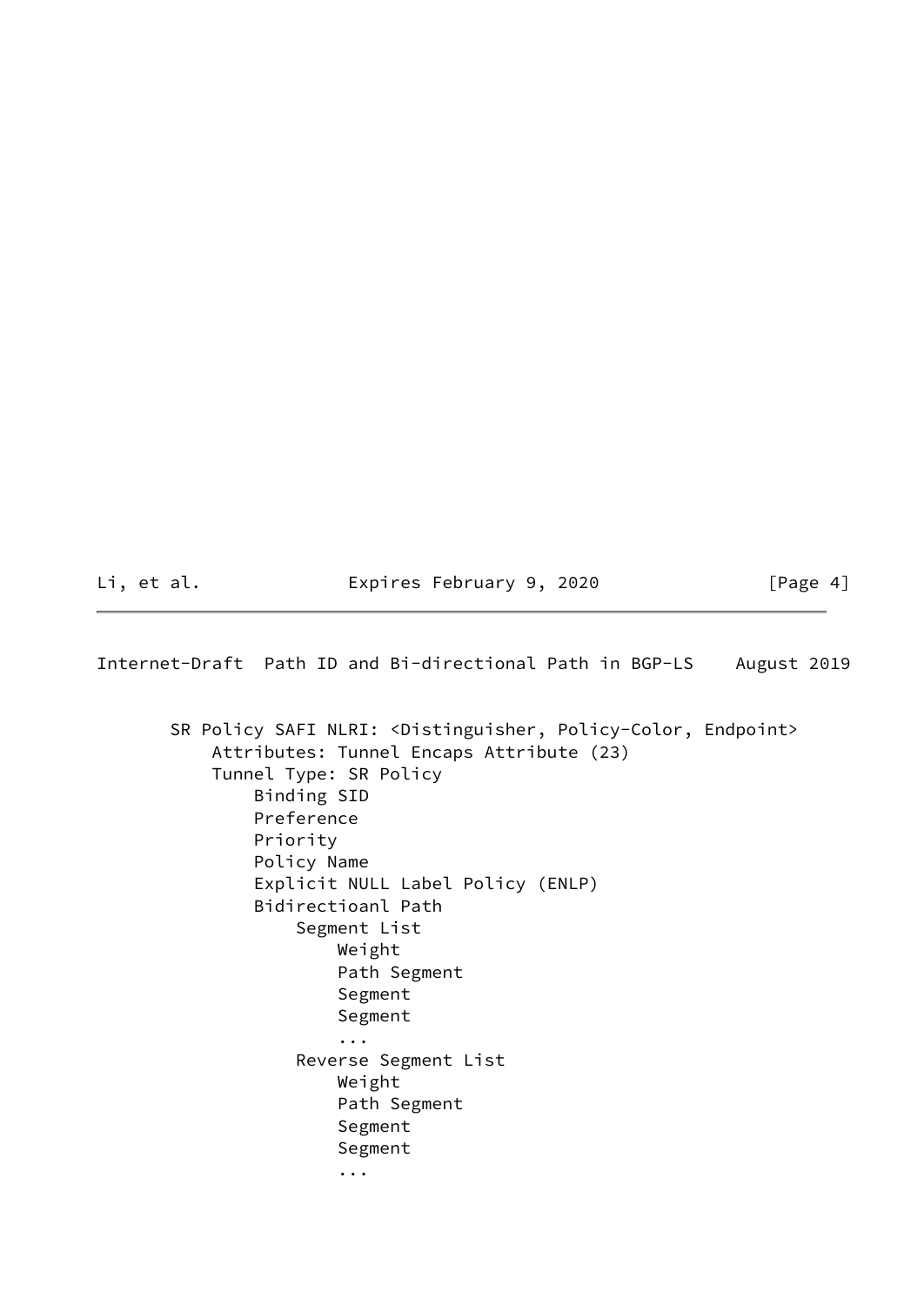```
SR Policy SAFI NLRI: <Distinguisher, Policy-Color, Endpoint>
    Attributes: Tunnel Encaps Attribute (23)
    Tunnel Type: SR Policy
        Binding SID
        Preference
        Priority
        Policy Name
        Explicit NULL Label Policy (ENLP)
        Bidirectioanl Path
            Segment List
                Weight
                Path Segment
                Segment
                Segment
                ...
            Reverse Segment List
                Weight
                Path Segment
                Segment
                Segment
                ...
```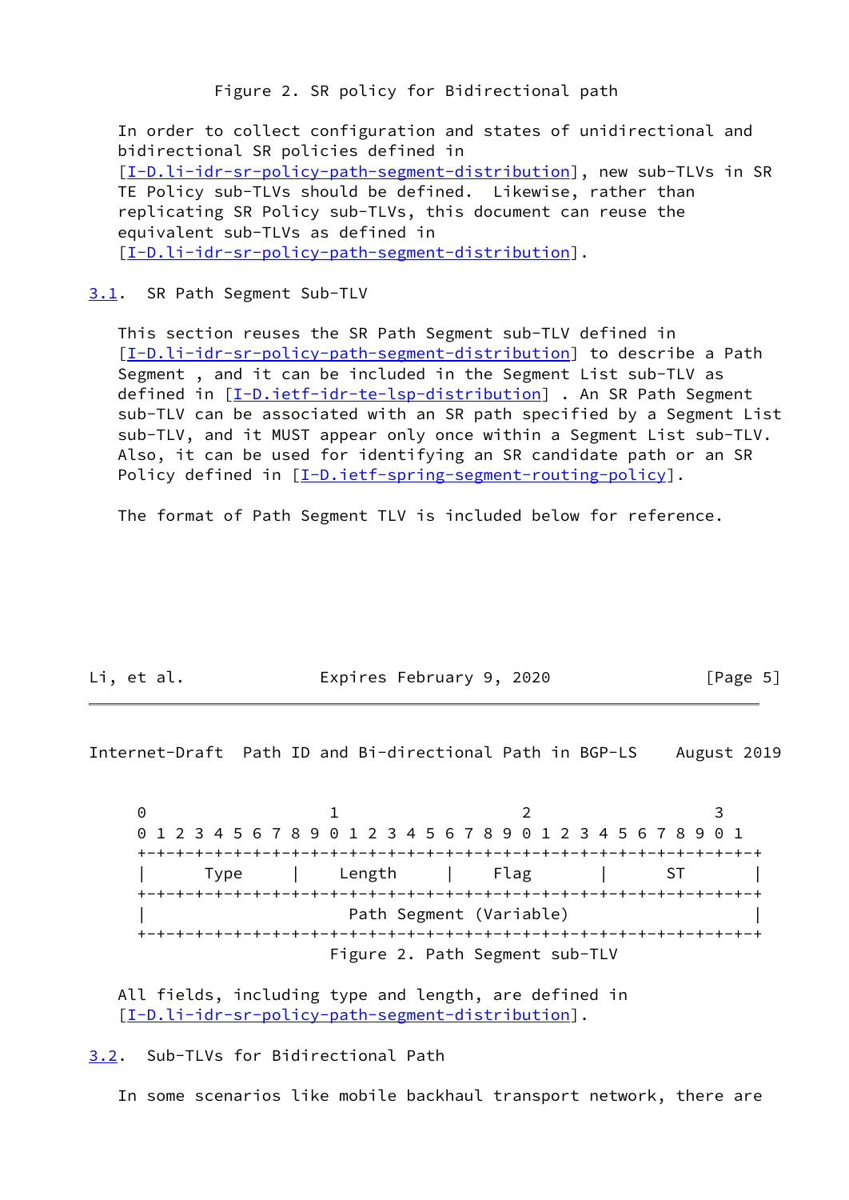Figure 2. SR policy for Bidirectional path

In order to collect configuration and states of unidirectional and bidirectional SR policies defined in [I-D.li-idr-sr-policy-path-segment-distribution], new sub-TLVs in SR TE Policy sub-TLVs should be defined. Likewise, rather than replicating SR Policy sub-TLVs, this document can reuse the equivalent sub-TLVs as defined in [I-D.li-idr-sr-policy-path-segment-distribution].

## 3.1. SR Path Segment Sub-TLV

This section reuses the SR Path Segment sub-TLV defined in [I-D.li-idr-sr-policy-path-segment-distribution] to describe a Path Segment , and it can be included in the Segment List sub-TLV as defined in [I-D.ietf-idr-te-lsp-distribution] . An SR Path Segment sub-TLV can be associated with an SR path specified by a Segment List sub-TLV, and it MUST appear only once within a Segment List sub-TLV. Also, it can be used for identifying an SR candidate path or an SR Policy defined in [I-D.ietf-spring-segment-routing-policy].

The format of Path Segment TLV is included below for reference.

```
 0                   1                   2                   3
 0 1 2 3 4 5 6 7 8 9 0 1 2 3 4 5 6 7 8 9 0 1 2 3 4 5 6 7 8 9 0 1
+-+-+-+-+-+-+-+-+-+-+-+-+-+-+-+-+-+-+-+-+-+-+-+-+-+-+-+-+-+-+-+-+
|      Type     |    Length     |     Flag      |      ST       |
+-+-+-+-+-+-+-+-+-+-+-+-+-+-+-+-+-+-+-+-+-+-+-+-+-+-+-+-+-+-+-+-+
|                     Path Segment (Variable)                   |
+-+-+-+-+-+-+-+-+-+-+-+-+-+-+-+-+-+-+-+-+-+-+-+-+-+-+-+-+-+-+-+-+
```

Figure 2. Path Segment sub-TLV

All fields, including type and length, are defined in [I-D.li-idr-sr-policy-path-segment-distribution].

## 3.2. Sub-TLVs for Bidirectional Path

In some scenarios like mobile backhaul transport network, there are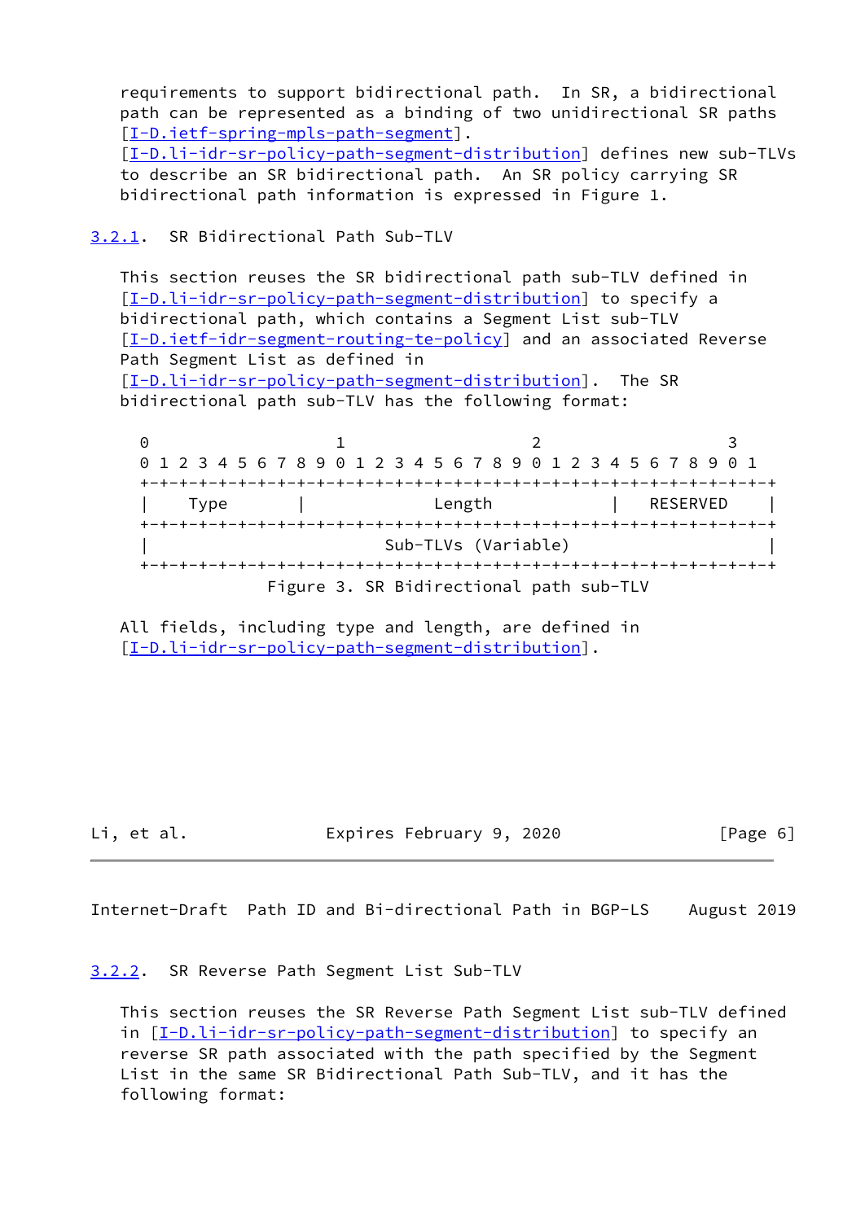requirements to support bidirectional path. In SR, a bidirectional path can be represented as a binding of two unidirectional SR paths [I-D.ietf-spring-mpls-path-segment]. [I-D.li-idr-sr-policy-path-segment-distribution] defines new sub-TLVs to describe an SR bidirectional path. An SR policy carrying SR bidirectional path information is expressed in Figure 1.

### 3.2.1. SR Bidirectional Path Sub-TLV

This section reuses the SR bidirectional path sub-TLV defined in [I-D.li-idr-sr-policy-path-segment-distribution] to specify a bidirectional path, which contains a Segment List sub-TLV [I-D.ietf-idr-segment-routing-te-policy] and an associated Reverse Path Segment List as defined in [I-D.li-idr-sr-policy-path-segment-distribution]. The SR bidirectional path sub-TLV has the following format:

```
 0                   1                   2                   3
 0 1 2 3 4 5 6 7 8 9 0 1 2 3 4 5 6 7 8 9 0 1 2 3 4 5 6 7 8 9 0 1
+-+-+-+-+-+-+-+-+-+-+-+-+-+-+-+-+-+-+-+-+-+-+-+-+-+-+-+-+-+-+-+-+
|    Type       |             Length            |   RESERVED    |
+-+-+-+-+-+-+-+-+-+-+-+-+-+-+-+-+-+-+-+-+-+-+-+-+-+-+-+-+-+-+-+-+
|                       Sub-TLVs (Variable)                     |
+-+-+-+-+-+-+-+-+-+-+-+-+-+-+-+-+-+-+-+-+-+-+-+-+-+-+-+-+-+-+-+-+
```

Figure 3. SR Bidirectional path sub-TLV

All fields, including type and length, are defined in [I-D.li-idr-sr-policy-path-segment-distribution].

### 3.2.2. SR Reverse Path Segment List Sub-TLV

This section reuses the SR Reverse Path Segment List sub-TLV defined in [I-D.li-idr-sr-policy-path-segment-distribution] to specify an reverse SR path associated with the path specified by the Segment List in the same SR Bidirectional Path Sub-TLV, and it has the following format: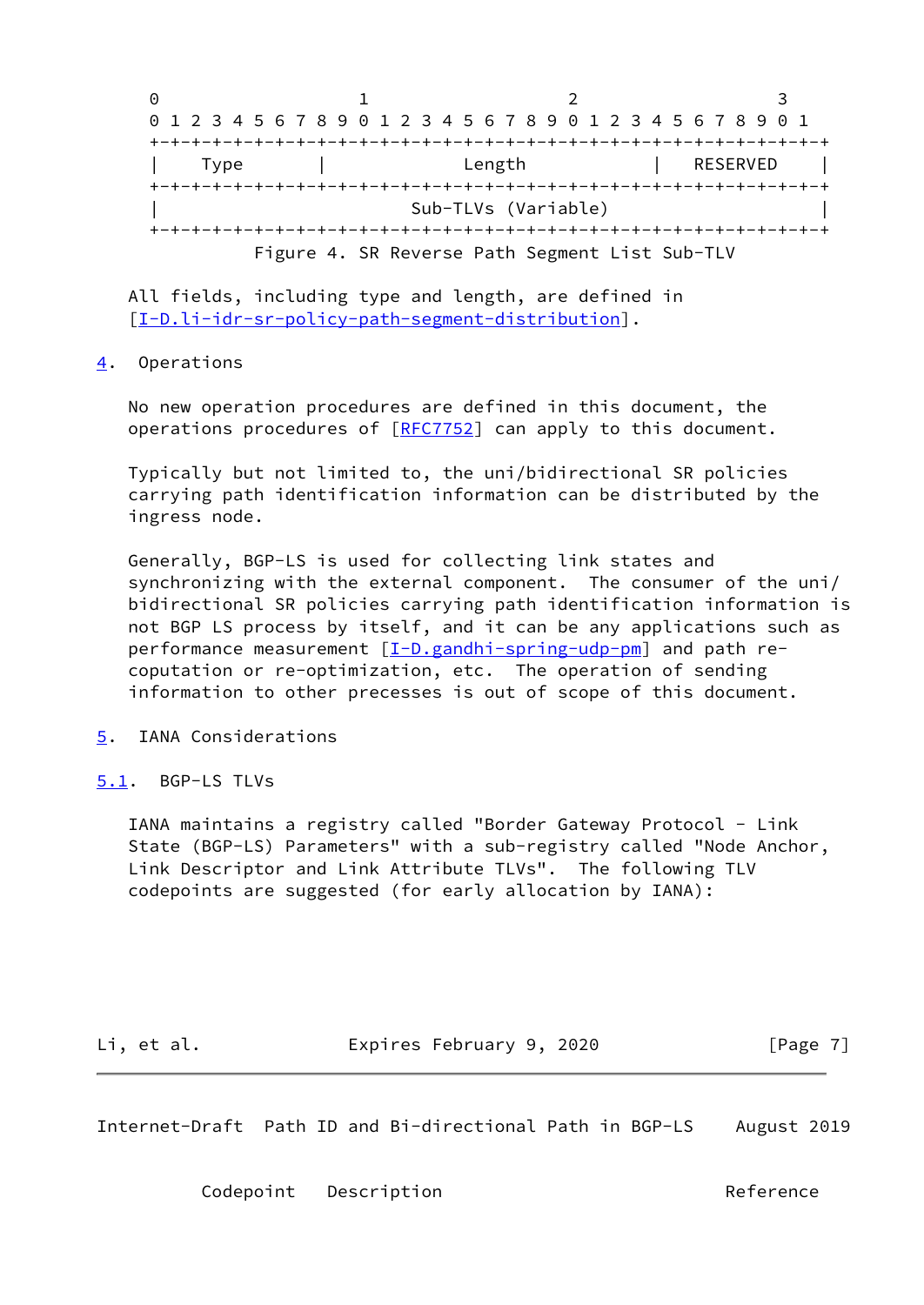```
 0                   1                   2                   3
 0 1 2 3 4 5 6 7 8 9 0 1 2 3 4 5 6 7 8 9 0 1 2 3 4 5 6 7 8 9 0 1
+-+-+-+-+-+-+-+-+-+-+-+-+-+-+-+-+-+-+-+-+-+-+-+-+-+-+-+-+-+-+-+-+
|    Type       |             Length            |   RESERVED    |
+-+-+-+-+-+-+-+-+-+-+-+-+-+-+-+-+-+-+-+-+-+-+-+-+-+-+-+-+-+-+-+-+
|                         Sub-TLVs (Variable)                   |
+-+-+-+-+-+-+-+-+-+-+-+-+-+-+-+-+-+-+-+-+-+-+-+-+-+-+-+-+-+-+-+-+
```

Figure 4. SR Reverse Path Segment List Sub-TLV

All fields, including type and length, are defined in [I-D.li-idr-sr-policy-path-segment-distribution].

## 4. Operations

No new operation procedures are defined in this document, the operations procedures of [RFC7752] can apply to this document.

Typically but not limited to, the uni/bidirectional SR policies carrying path identification information can be distributed by the ingress node.

Generally, BGP-LS is used for collecting link states and synchronizing with the external component. The consumer of the uni/bidirectional SR policies carrying path identification information is not BGP LS process by itself, and it can be any applications such as performance measurement [I-D.gandhi-spring-udp-pm] and path re-coputation or re-optimization, etc. The operation of sending information to other precesses is out of scope of this document.

## 5. IANA Considerations

### 5.1. BGP-LS TLVs

IANA maintains a registry called "Border Gateway Protocol - Link State (BGP-LS) Parameters" with a sub-registry called "Node Anchor, Link Descriptor and Link Attribute TLVs". The following TLV codepoints are suggested (for early allocation by IANA):

Codepoint   Description                                  Reference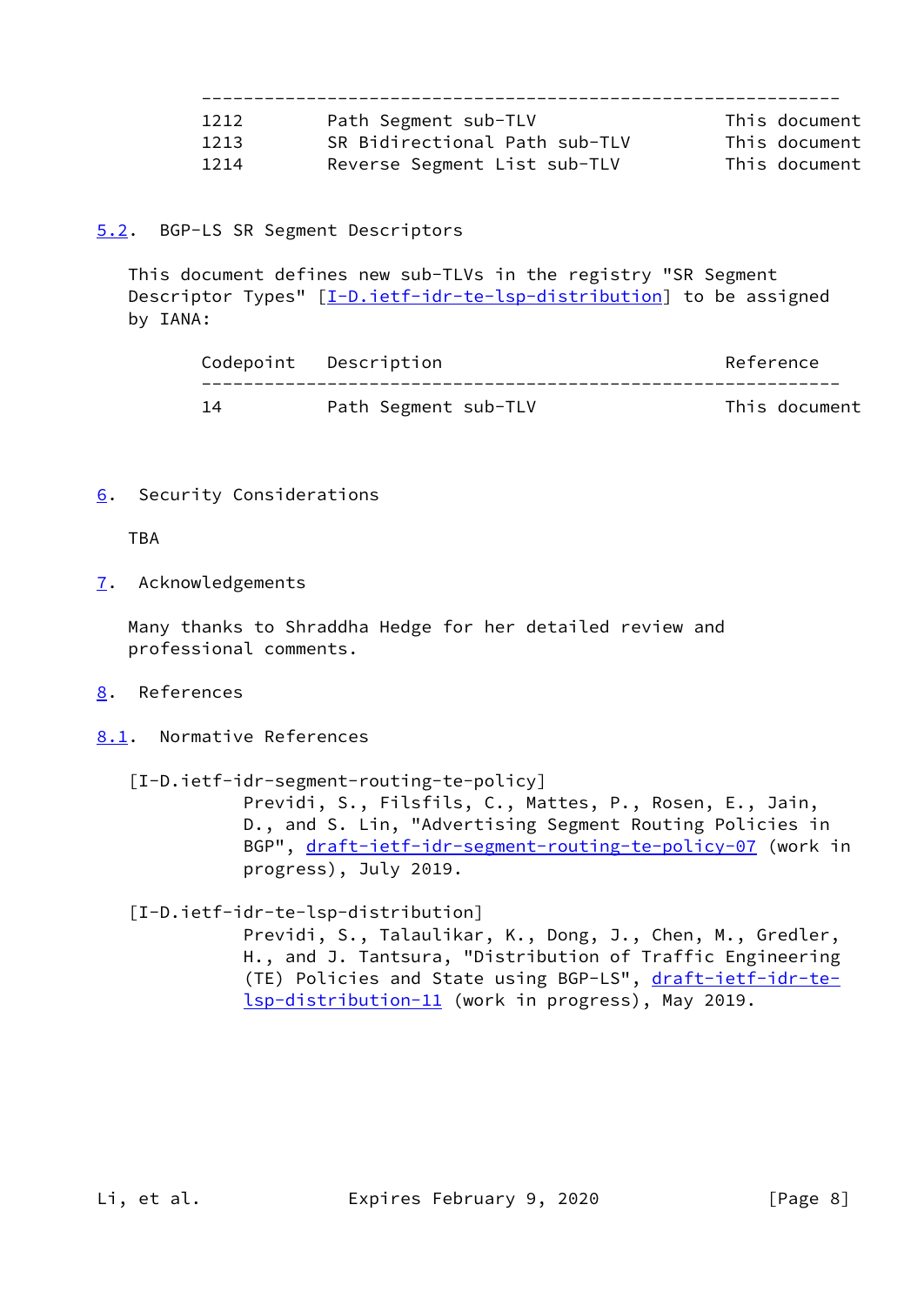| Codepoint | Description | Reference |
| --- | --- | --- |
| 1212 | Path Segment sub-TLV | This document |
| 1213 | SR Bidirectional Path sub-TLV | This document |
| 1214 | Reverse Segment List sub-TLV | This document |

### 5.2. BGP-LS SR Segment Descriptors

This document defines new sub-TLVs in the registry "SR Segment Descriptor Types" [I-D.ietf-idr-te-lsp-distribution] to be assigned by IANA:

| Codepoint | Description | Reference |
| --- | --- | --- |
| 14 | Path Segment sub-TLV | This document |

## 6. Security Considerations

TBA

## 7. Acknowledgements

Many thanks to Shraddha Hedge for her detailed review and professional comments.

## 8. References

### 8.1. Normative References

[I-D.ietf-idr-segment-routing-te-policy]
Previdi, S., Filsfils, C., Mattes, P., Rosen, E., Jain, D., and S. Lin, "Advertising Segment Routing Policies in BGP", draft-ietf-idr-segment-routing-te-policy-07 (work in progress), July 2019.

[I-D.ietf-idr-te-lsp-distribution]
Previdi, S., Talaulikar, K., Dong, J., Chen, M., Gredler, H., and J. Tantsura, "Distribution of Traffic Engineering (TE) Policies and State using BGP-LS", draft-ietf-idr-te-lsp-distribution-11 (work in progress), May 2019.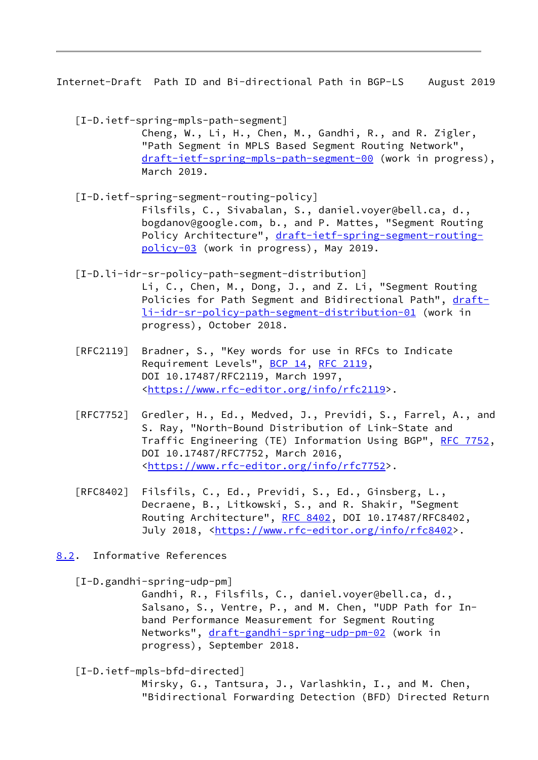[I-D.ietf-spring-mpls-path-segment]
Cheng, W., Li, H., Chen, M., Gandhi, R., and R. Zigler, "Path Segment in MPLS Based Segment Routing Network", draft-ietf-spring-mpls-path-segment-00 (work in progress), March 2019.

[I-D.ietf-spring-segment-routing-policy]
Filsfils, C., Sivabalan, S., daniel.voyer@bell.ca, d., bogdanov@google.com, b., and P. Mattes, "Segment Routing Policy Architecture", draft-ietf-spring-segment-routing-policy-03 (work in progress), May 2019.

[I-D.li-idr-sr-policy-path-segment-distribution]
Li, C., Chen, M., Dong, J., and Z. Li, "Segment Routing Policies for Path Segment and Bidirectional Path", draft-li-idr-sr-policy-path-segment-distribution-01 (work in progress), October 2018.

[RFC2119] Bradner, S., "Key words for use in RFCs to Indicate Requirement Levels", BCP 14, RFC 2119, DOI 10.17487/RFC2119, March 1997, <https://www.rfc-editor.org/info/rfc2119>.

[RFC7752] Gredler, H., Ed., Medved, J., Previdi, S., Farrel, A., and S. Ray, "North-Bound Distribution of Link-State and Traffic Engineering (TE) Information Using BGP", RFC 7752, DOI 10.17487/RFC7752, March 2016, <https://www.rfc-editor.org/info/rfc7752>.

[RFC8402] Filsfils, C., Ed., Previdi, S., Ed., Ginsberg, L., Decraene, B., Litkowski, S., and R. Shakir, "Segment Routing Architecture", RFC 8402, DOI 10.17487/RFC8402, July 2018, <https://www.rfc-editor.org/info/rfc8402>.

## 8.2. Informative References

[I-D.gandhi-spring-udp-pm]
Gandhi, R., Filsfils, C., daniel.voyer@bell.ca, d., Salsano, S., Ventre, P., and M. Chen, "UDP Path for In-band Performance Measurement for Segment Routing Networks", draft-gandhi-spring-udp-pm-02 (work in progress), September 2018.

[I-D.ietf-mpls-bfd-directed]
Mirsky, G., Tantsura, J., Varlashkin, I., and M. Chen, "Bidirectional Forwarding Detection (BFD) Directed Return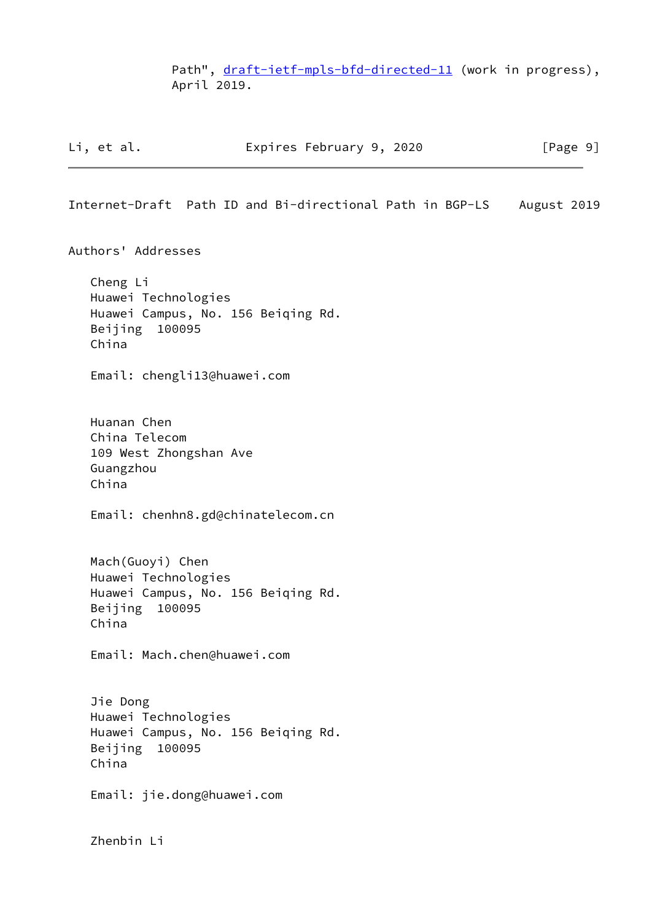Path", draft-ietf-mpls-bfd-directed-11 (work in progress), April 2019.

## Authors' Addresses

Cheng Li
Huawei Technologies
Huawei Campus, No. 156 Beiqing Rd.
Beijing  100095
China

Email: chengli13@huawei.com

Huanan Chen
China Telecom
109 West Zhongshan Ave
Guangzhou
China

Email: chenhn8.gd@chinatelecom.cn

Mach(Guoyi) Chen
Huawei Technologies
Huawei Campus, No. 156 Beiqing Rd.
Beijing  100095
China

Email: Mach.chen@huawei.com

Jie Dong
Huawei Technologies
Huawei Campus, No. 156 Beiqing Rd.
Beijing  100095
China

Email: jie.dong@huawei.com

Zhenbin Li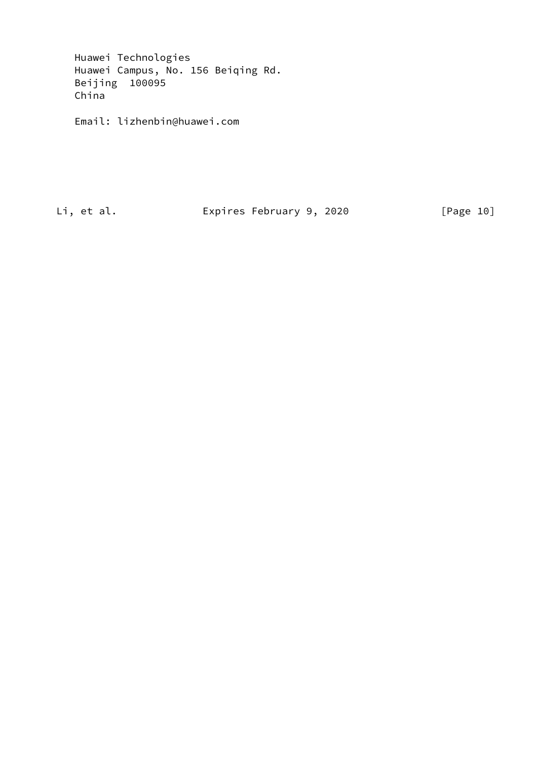Huawei Technologies
Huawei Campus, No. 156 Beiqing Rd.
Beijing  100095
China

Email: lizhenbin@huawei.com